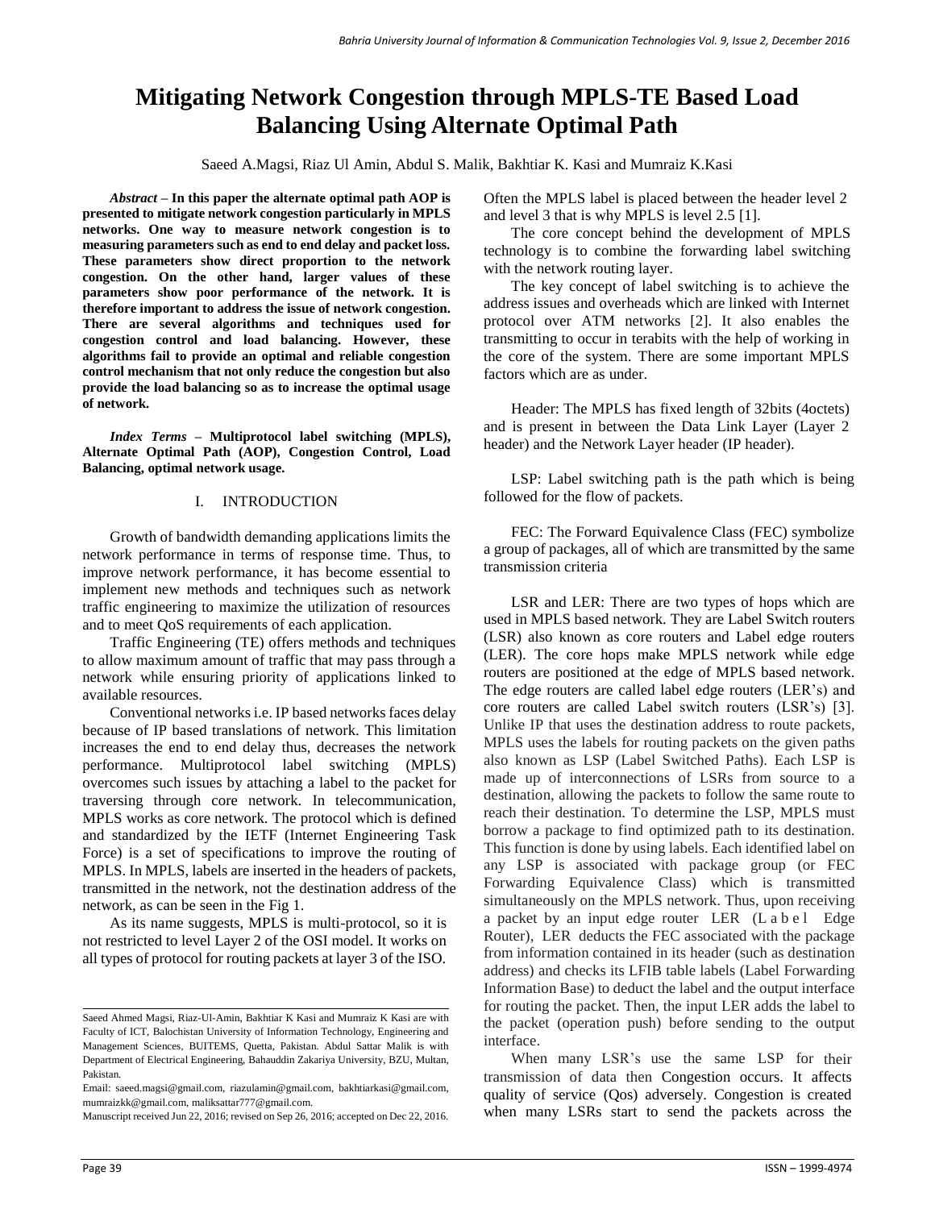// Title
# Mitigating Network Congestion through MPLS-TE Based Load Balancing Using Alternate Optimal Path

Saeed A.Magsi, Riaz Ul Amin, Abdul S. Malik, Bakhtiar K. Kasi and Mumraiz K.Kasi

***Abstract*** **– In this paper the alternate optimal path AOP is presented to mitigate network congestion particularly in MPLS networks. One way to measure network congestion is to measuring parameters such as end to end delay and packet loss. These parameters show direct proportion to the network congestion. On the other hand, larger values of these parameters show poor performance of the network. It is therefore important to address the issue of network congestion. There are several algorithms and techniques used for congestion control and load balancing. However, these algorithms fail to provide an optimal and reliable congestion control mechanism that not only reduce the congestion but also provide the load balancing so as to increase the optimal usage of network.**

***Index Terms*** **– Multiprotocol label switching (MPLS), Alternate Optimal Path (AOP), Congestion Control, Load Balancing, optimal network usage.**

## I. INTRODUCTION

Growth of bandwidth demanding applications limits the network performance in terms of response time. Thus, to improve network performance, it has become essential to implement new methods and techniques such as network traffic engineering to maximize the utilization of resources and to meet QoS requirements of each application.

Traffic Engineering (TE) offers methods and techniques to allow maximum amount of traffic that may pass through a network while ensuring priority of applications linked to available resources.

Conventional networks i.e. IP based networks faces delay because of IP based translations of network. This limitation increases the end to end delay thus, decreases the network performance. Multiprotocol label switching (MPLS) overcomes such issues by attaching a label to the packet for traversing through core network. In telecommunication, MPLS works as core network. The protocol which is defined and standardized by the IETF (Internet Engineering Task Force) is a set of specifications to improve the routing of MPLS. In MPLS, labels are inserted in the headers of packets, transmitted in the network, not the destination address of the network, as can be seen in the Fig 1.

As its name suggests, MPLS is multi-protocol, so it is not restricted to level Layer 2 of the OSI model. It works on all types of protocol for routing packets at layer 3 of the ISO. Often the MPLS label is placed between the header level 2 and level 3 that is why MPLS is level 2.5 [1].

The core concept behind the development of MPLS technology is to combine the forwarding label switching with the network routing layer.

The key concept of label switching is to achieve the address issues and overheads which are linked with Internet protocol over ATM networks [2]. It also enables the transmitting to occur in terabits with the help of working in the core of the system. There are some important MPLS factors which are as under.

Header: The MPLS has fixed length of 32bits (4octets) and is present in between the Data Link Layer (Layer 2 header) and the Network Layer header (IP header).

LSP: Label switching path is the path which is being followed for the flow of packets.

FEC: The Forward Equivalence Class (FEC) symbolize a group of packages, all of which are transmitted by the same transmission criteria

LSR and LER: There are two types of hops which are used in MPLS based network. They are Label Switch routers (LSR) also known as core routers and Label edge routers (LER). The core hops make MPLS network while edge routers are positioned at the edge of MPLS based network. The edge routers are called label edge routers (LER's) and core routers are called Label switch routers (LSR's) [3]. Unlike IP that uses the destination address to route packets, MPLS uses the labels for routing packets on the given paths also known as LSP (Label Switched Paths). Each LSP is made up of interconnections of LSRs from source to a destination, allowing the packets to follow the same route to reach their destination. To determine the LSP, MPLS must borrow a package to find optimized path to its destination. This function is done by using labels. Each identified label on any LSP is associated with package group (or FEC Forwarding Equivalence Class) which is transmitted simultaneously on the MPLS network. Thus, upon receiving a packet by an input edge router LER (Label Edge Router), LER deducts the FEC associated with the package from information contained in its header (such as destination address) and checks its LFIB table labels (Label Forwarding Information Base) to deduct the label and the output interface for routing the packet. Then, the input LER adds the label to the packet (operation push) before sending to the output interface.

When many LSR's use the same LSP for their transmission of data then Congestion occurs. It affects quality of service (Qos) adversely. Congestion is created when many LSRs start to send the packets across the

---

Saeed Ahmed Magsi, Riaz-Ul-Amin, Bakhtiar K Kasi and Mumraiz K Kasi are with Faculty of ICT, Balochistan University of Information Technology, Engineering and Management Sciences, BUITEMS, Quetta, Pakistan. Abdul Sattar Malik is with Department of Electrical Engineering, Bahauddin Zakariya University, BZU, Multan, Pakistan.

Email: saeed.magsi@gmail.com, riazulamin@gmail.com, bakhtiarkasi@gmail.com, mumraizkk@gmail.com, maliksattar777@gmail.com.

Manuscript received Jun 22, 2016; revised on Sep 26, 2016; accepted on Dec 22, 2016.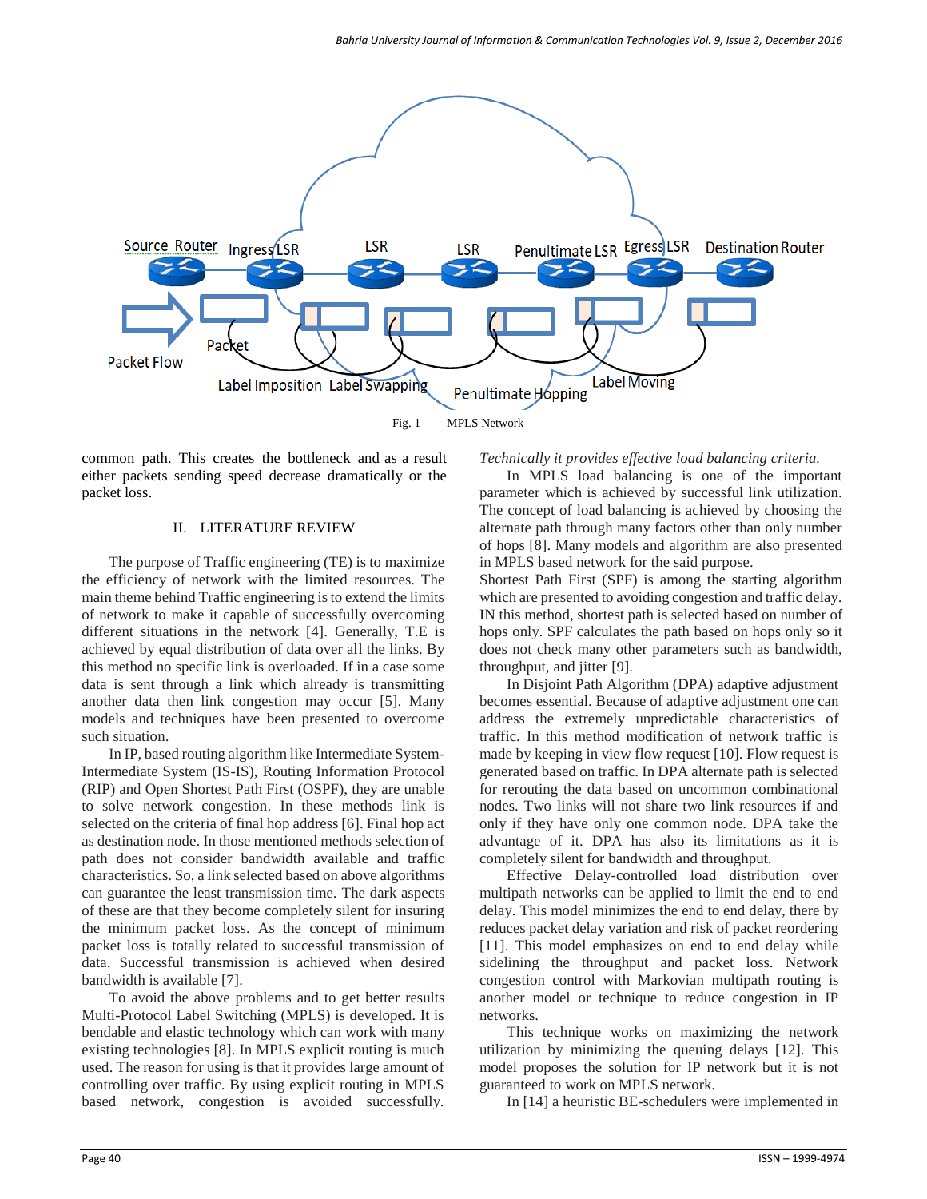Fig. 1 MPLS Network

common path. This creates the bottleneck and as a result either packets sending speed decrease dramatically or the packet loss.

## II. LITERATURE REVIEW

The purpose of Traffic engineering (TE) is to maximize the efficiency of network with the limited resources. The main theme behind Traffic engineering is to extend the limits of network to make it capable of successfully overcoming different situations in the network [4]. Generally, T.E is achieved by equal distribution of data over all the links. By this method no specific link is overloaded. If in a case some data is sent through a link which already is transmitting another data then link congestion may occur [5]. Many models and techniques have been presented to overcome such situation.

In IP, based routing algorithm like Intermediate System-Intermediate System (IS-IS), Routing Information Protocol (RIP) and Open Shortest Path First (OSPF), they are unable to solve network congestion. In these methods link is selected on the criteria of final hop address [6]. Final hop act as destination node. In those mentioned methods selection of path does not consider bandwidth available and traffic characteristics. So, a link selected based on above algorithms can guarantee the least transmission time. The dark aspects of these are that they become completely silent for insuring the minimum packet loss. As the concept of minimum packet loss is totally related to successful transmission of data. Successful transmission is achieved when desired bandwidth is available [7].

To avoid the above problems and to get better results Multi-Protocol Label Switching (MPLS) is developed. It is bendable and elastic technology which can work with many existing technologies [8]. In MPLS explicit routing is much used. The reason for using is that it provides large amount of controlling over traffic. By using explicit routing in MPLS based network, congestion is avoided successfully. *Technically it provides effective load balancing criteria.*

In MPLS load balancing is one of the important parameter which is achieved by successful link utilization. The concept of load balancing is achieved by choosing the alternate path through many factors other than only number of hops [8]. Many models and algorithm are also presented in MPLS based network for the said purpose.
Shortest Path First (SPF) is among the starting algorithm which are presented to avoiding congestion and traffic delay. IN this method, shortest path is selected based on number of hops only. SPF calculates the path based on hops only so it does not check many other parameters such as bandwidth, throughput, and jitter [9].

In Disjoint Path Algorithm (DPA) adaptive adjustment becomes essential. Because of adaptive adjustment one can address the extremely unpredictable characteristics of traffic. In this method modification of network traffic is made by keeping in view flow request [10]. Flow request is generated based on traffic. In DPA alternate path is selected for rerouting the data based on uncommon combinational nodes. Two links will not share two link resources if and only if they have only one common node. DPA take the advantage of it. DPA has also its limitations as it is completely silent for bandwidth and throughput.

Effective Delay-controlled load distribution over multipath networks can be applied to limit the end to end delay. This model minimizes the end to end delay, there by reduces packet delay variation and risk of packet reordering [11]. This model emphasizes on end to end delay while sidelining the throughput and packet loss. Network congestion control with Markovian multipath routing is another model or technique to reduce congestion in IP networks.

This technique works on maximizing the network utilization by minimizing the queuing delays [12]. This model proposes the solution for IP network but it is not guaranteed to work on MPLS network.

In [14] a heuristic BE-schedulers were implemented in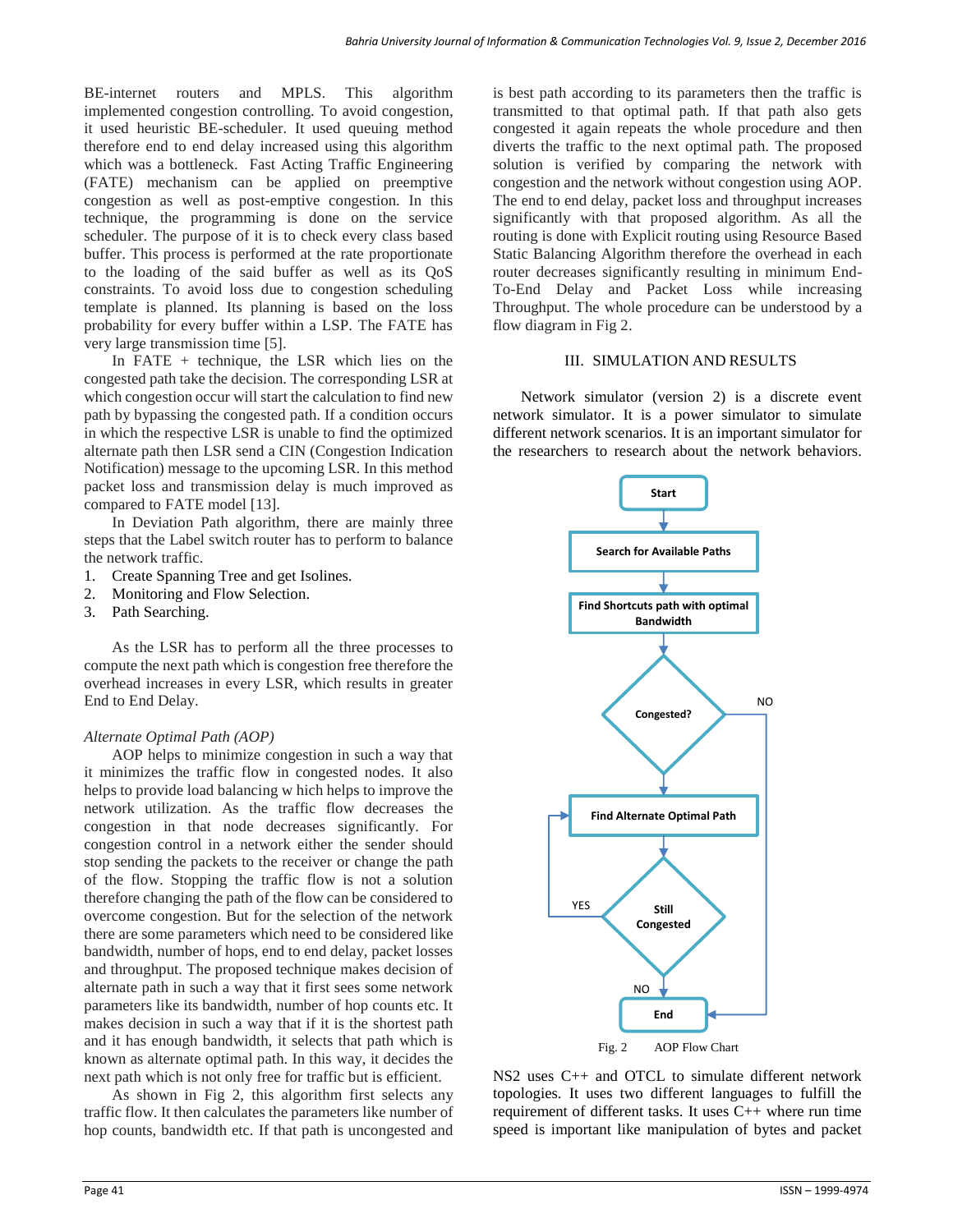BE-internet routers and MPLS. This algorithm implemented congestion controlling. To avoid congestion, it used heuristic BE-scheduler. It used queuing method therefore end to end delay increased using this algorithm which was a bottleneck. Fast Acting Traffic Engineering (FATE) mechanism can be applied on preemptive congestion as well as post-emptive congestion. In this technique, the programming is done on the service scheduler. The purpose of it is to check every class based buffer. This process is performed at the rate proportionate to the loading of the said buffer as well as its QoS constraints. To avoid loss due to congestion scheduling template is planned. Its planning is based on the loss probability for every buffer within a LSP. The FATE has very large transmission time [5].

In FATE + technique, the LSR which lies on the congested path take the decision. The corresponding LSR at which congestion occur will start the calculation to find new path by bypassing the congested path. If a condition occurs in which the respective LSR is unable to find the optimized alternate path then LSR send a CIN (Congestion Indication Notification) message to the upcoming LSR. In this method packet loss and transmission delay is much improved as compared to FATE model [13].

In Deviation Path algorithm, there are mainly three steps that the Label switch router has to perform to balance the network traffic.

1. Create Spanning Tree and get Isolines.
2. Monitoring and Flow Selection.
3. Path Searching.

As the LSR has to perform all the three processes to compute the next path which is congestion free therefore the overhead increases in every LSR, which results in greater End to End Delay.

*Alternate Optimal Path (AOP)*

AOP helps to minimize congestion in such a way that it minimizes the traffic flow in congested nodes. It also helps to provide load balancing w hich helps to improve the network utilization. As the traffic flow decreases the congestion in that node decreases significantly. For congestion control in a network either the sender should stop sending the packets to the receiver or change the path of the flow. Stopping the traffic flow is not a solution therefore changing the path of the flow can be considered to overcome congestion. But for the selection of the network there are some parameters which need to be considered like bandwidth, number of hops, end to end delay, packet losses and throughput. The proposed technique makes decision of alternate path in such a way that it first sees some network parameters like its bandwidth, number of hop counts etc. It makes decision in such a way that if it is the shortest path and it has enough bandwidth, it selects that path which is known as alternate optimal path. In this way, it decides the next path which is not only free for traffic but is efficient.

As shown in Fig 2, this algorithm first selects any traffic flow. It then calculates the parameters like number of hop counts, bandwidth etc. If that path is uncongested and is best path according to its parameters then the traffic is transmitted to that optimal path. If that path also gets congested it again repeats the whole procedure and then diverts the traffic to the next optimal path. The proposed solution is verified by comparing the network with congestion and the network without congestion using AOP. The end to end delay, packet loss and throughput increases significantly with that proposed algorithm. As all the routing is done with Explicit routing using Resource Based Static Balancing Algorithm therefore the overhead in each router decreases significantly resulting in minimum End-To-End Delay and Packet Loss while increasing Throughput. The whole procedure can be understood by a flow diagram in Fig 2.

## III. SIMULATION AND RESULTS

Network simulator (version 2) is a discrete event network simulator. It is a power simulator to simulate different network scenarios. It is an important simulator for the researchers to research about the network behaviors.

Start → Search for Available Paths → Find Shortcuts path with optimal Bandwidth → Congested? (NO → End) → Find Alternate Optimal Path → Still Congested (YES → Find Alternate Optimal Path; NO → End)

Fig. 2 AOP Flow Chart

NS2 uses C++ and OTCL to simulate different network topologies. It uses two different languages to fulfill the requirement of different tasks. It uses C++ where run time speed is important like manipulation of bytes and packet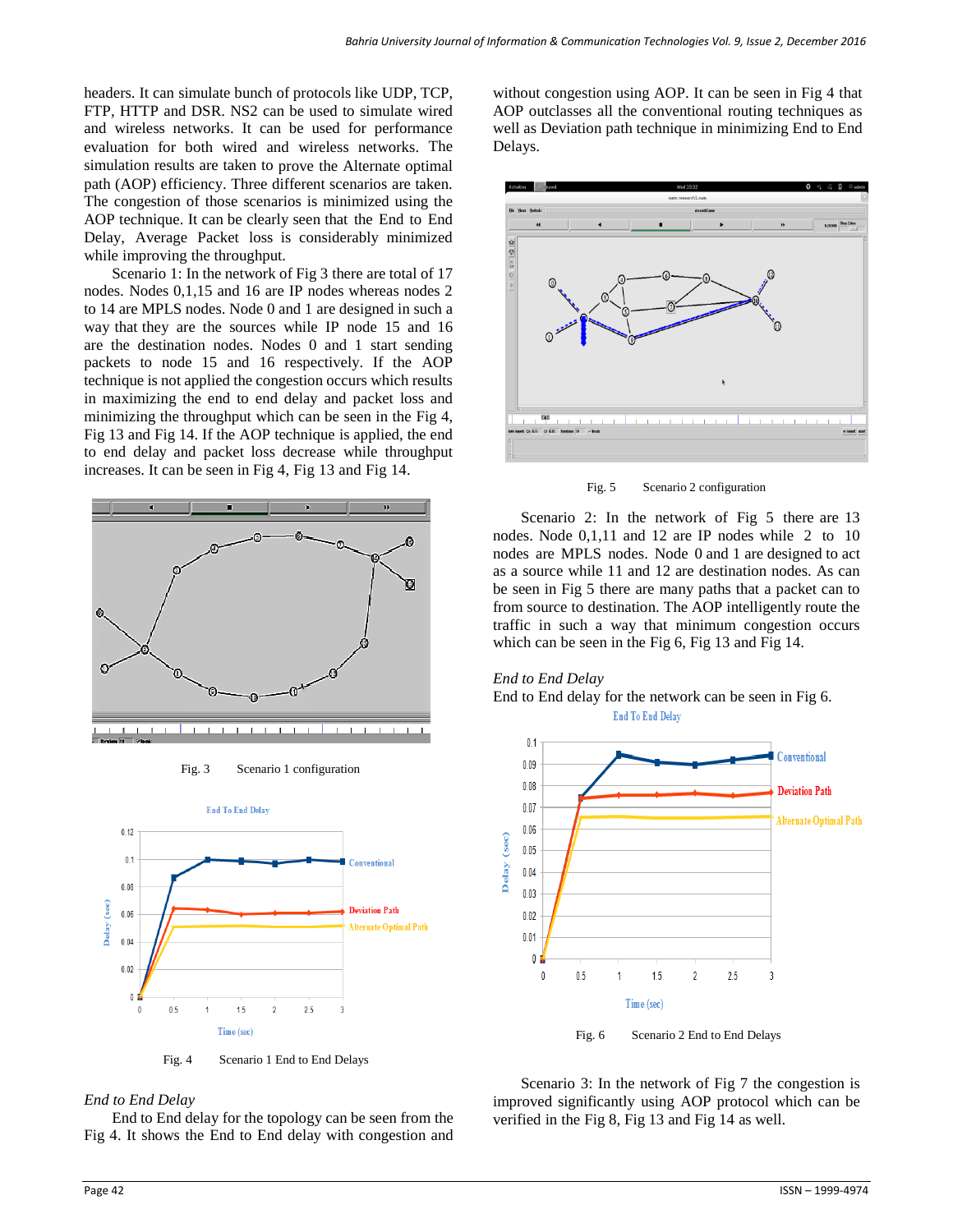headers. It can simulate bunch of protocols like UDP, TCP, FTP, HTTP and DSR. NS2 can be used to simulate wired and wireless networks. It can be used for performance evaluation for both wired and wireless networks. The simulation results are taken to prove the Alternate optimal path (AOP) efficiency. Three different scenarios are taken. The congestion of those scenarios is minimized using the AOP technique. It can be clearly seen that the End to End Delay, Average Packet loss is considerably minimized while improving the throughput.

Scenario 1: In the network of Fig 3 there are total of 17 nodes. Nodes 0,1,15 and 16 are IP nodes whereas nodes 2 to 14 are MPLS nodes. Node 0 and 1 are designed in such a way that they are the sources while IP node 15 and 16 are the destination nodes. Nodes 0 and 1 start sending packets to node 15 and 16 respectively. If the AOP technique is not applied the congestion occurs which results in maximizing the end to end delay and packet loss and minimizing the throughput which can be seen in the Fig 4, Fig 13 and Fig 14. If the AOP technique is applied, the end to end delay and packet loss decrease while throughput increases. It can be seen in Fig 4, Fig 13 and Fig 14.

Fig. 3 Scenario 1 configuration

Fig. 4 Scenario 1 End to End Delays

*End to End Delay*

End to End delay for the topology can be seen from the Fig 4. It shows the End to End delay with congestion and without congestion using AOP. It can be seen in Fig 4 that AOP outclasses all the conventional routing techniques as well as Deviation path technique in minimizing End to End Delays.

Fig. 5 Scenario 2 configuration

Scenario 2: In the network of Fig 5 there are 13 nodes. Node 0,1,11 and 12 are IP nodes while 2 to 10 nodes are MPLS nodes. Node 0 and 1 are designed to act as a source while 11 and 12 are destination nodes. As can be seen in Fig 5 there are many paths that a packet can to from source to destination. The AOP intelligently route the traffic in such a way that minimum congestion occurs which can be seen in the Fig 6, Fig 13 and Fig 14.

*End to End Delay*

End to End delay for the network can be seen in Fig 6.

Fig. 6 Scenario 2 End to End Delays

Scenario 3: In the network of Fig 7 the congestion is improved significantly using AOP protocol which can be verified in the Fig 8, Fig 13 and Fig 14 as well.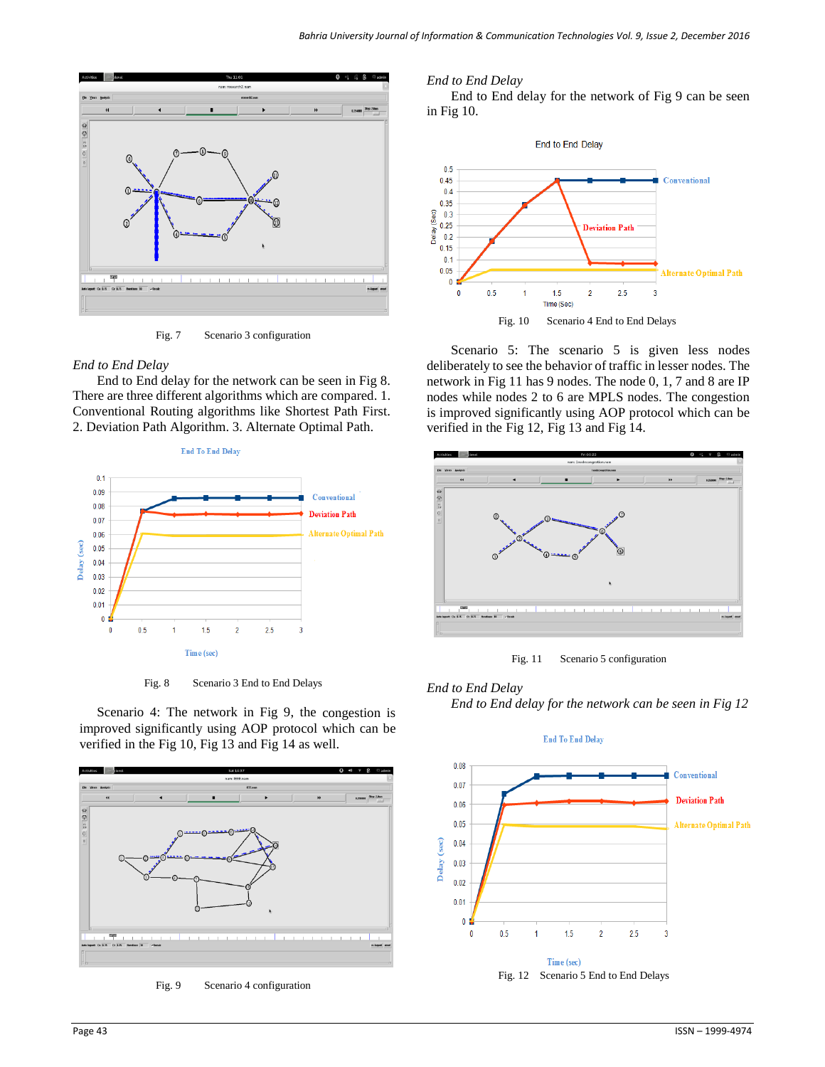Fig. 7 Scenario 3 configuration

*End to End Delay*

End to End delay for the network can be seen in Fig 8. There are three different algorithms which are compared. 1. Conventional Routing algorithms like Shortest Path First. 2. Deviation Path Algorithm. 3. Alternate Optimal Path.

Fig. 8 Scenario 3 End to End Delays

Scenario 4: The network in Fig 9, the congestion is improved significantly using AOP protocol which can be verified in the Fig 10, Fig 13 and Fig 14 as well.

Fig. 9 Scenario 4 configuration

*End to End Delay*

End to End delay for the network of Fig 9 can be seen in Fig 10.

Fig. 10 Scenario 4 End to End Delays

Scenario 5: The scenario 5 is given less nodes deliberately to see the behavior of traffic in lesser nodes. The network in Fig 11 has 9 nodes. The node 0, 1, 7 and 8 are IP nodes while nodes 2 to 6 are MPLS nodes. The congestion is improved significantly using AOP protocol which can be verified in the Fig 12, Fig 13 and Fig 14.

Fig. 11 Scenario 5 configuration

*End to End Delay*

*End to End delay for the network can be seen in Fig 12*

Fig. 12 Scenario 5 End to End Delays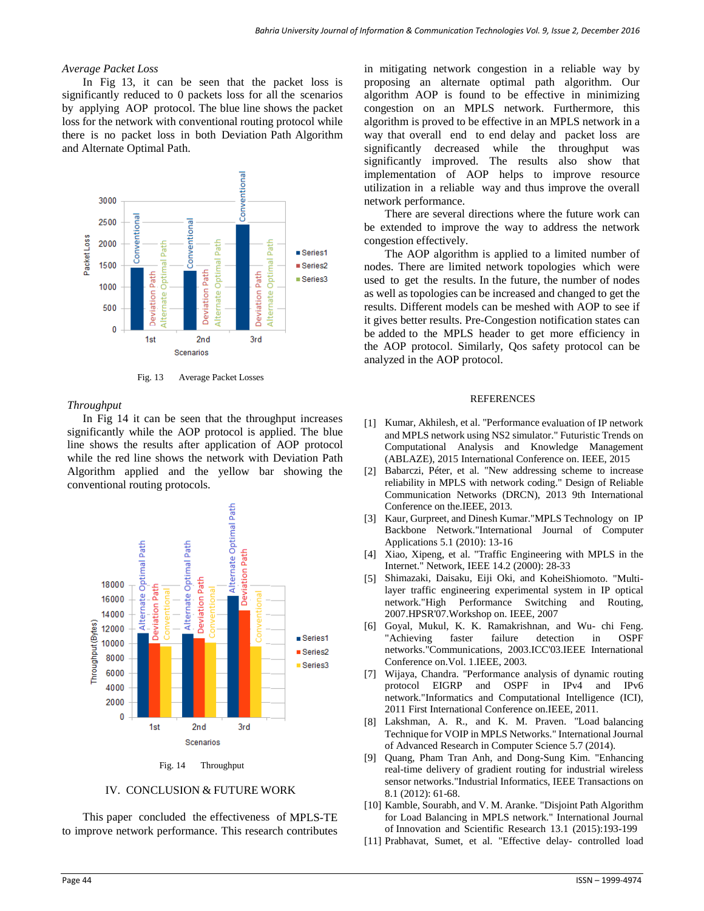*Average Packet Loss*

In Fig 13, it can be seen that the packet loss is significantly reduced to 0 packets loss for all the scenarios by applying AOP protocol. The blue line shows the packet loss for the network with conventional routing protocol while there is no packet loss in both Deviation Path Algorithm and Alternate Optimal Path.

Fig. 13 Average Packet Losses

*Throughput*

In Fig 14 it can be seen that the throughput increases significantly while the AOP protocol is applied. The blue line shows the results after application of AOP protocol while the red line shows the network with Deviation Path Algorithm applied and the yellow bar showing the conventional routing protocols.

Fig. 14 Throughput

## IV. CONCLUSION & FUTURE WORK

This paper concluded the effectiveness of MPLS-TE to improve network performance. This research contributes in mitigating network congestion in a reliable way by proposing an alternate optimal path algorithm. Our algorithm AOP is found to be effective in minimizing congestion on an MPLS network. Furthermore, this algorithm is proved to be effective in an MPLS network in a way that overall end to end delay and packet loss are significantly decreased while the throughput was significantly improved. The results also show that implementation of AOP helps to improve resource utilization in a reliable way and thus improve the overall network performance.

There are several directions where the future work can be extended to improve the way to address the network congestion effectively.

The AOP algorithm is applied to a limited number of nodes. There are limited network topologies which were used to get the results. In the future, the number of nodes as well as topologies can be increased and changed to get the results. Different models can be meshed with AOP to see if it gives better results. Pre-Congestion notification states can be added to the MPLS header to get more efficiency in the AOP protocol. Similarly, Qos safety protocol can be analyzed in the AOP protocol.

## REFERENCES

[1] Kumar, Akhilesh, et al. "Performance evaluation of IP network and MPLS network using NS2 simulator." Futuristic Trends on Computational Analysis and Knowledge Management (ABLAZE), 2015 International Conference on. IEEE, 2015

[2] Babarczi, Péter, et al. "New addressing scheme to increase reliability in MPLS with network coding." Design of Reliable Communication Networks (DRCN), 2013 9th International Conference on the.IEEE, 2013.

[3] Kaur, Gurpreet, and Dinesh Kumar."MPLS Technology on IP Backbone Network."International Journal of Computer Applications 5.1 (2010): 13-16

[4] Xiao, Xipeng, et al. "Traffic Engineering with MPLS in the Internet." Network, IEEE 14.2 (2000): 28-33

[5] Shimazaki, Daisaku, Eiji Oki, and KoheiShiomoto. "Multi-layer traffic engineering experimental system in IP optical network."High Performance Switching and Routing, 2007.HPSR'07.Workshop on. IEEE, 2007

[6] Goyal, Mukul, K. K. Ramakrishnan, and Wu- chi Feng. "Achieving faster failure detection in OSPF networks."Communications, 2003.ICC'03.IEEE International Conference on.Vol. 1.IEEE, 2003.

[7] Wijaya, Chandra. "Performance analysis of dynamic routing protocol EIGRP and OSPF in IPv4 and IPv6 network."Informatics and Computational Intelligence (ICI), 2011 First International Conference on.IEEE, 2011.

[8] Lakshman, A. R., and K. M. Praven. "Load balancing Technique for VOIP in MPLS Networks." International Journal of Advanced Research in Computer Science 5.7 (2014).

[9] Quang, Pham Tran Anh, and Dong-Sung Kim. "Enhancing real-time delivery of gradient routing for industrial wireless sensor networks."Industrial Informatics, IEEE Transactions on 8.1 (2012): 61-68.

[10] Kamble, Sourabh, and V. M. Aranke. "Disjoint Path Algorithm for Load Balancing in MPLS network." International Journal of Innovation and Scientific Research 13.1 (2015):193-199

[11] Prabhavat, Sumet, et al. "Effective delay- controlled load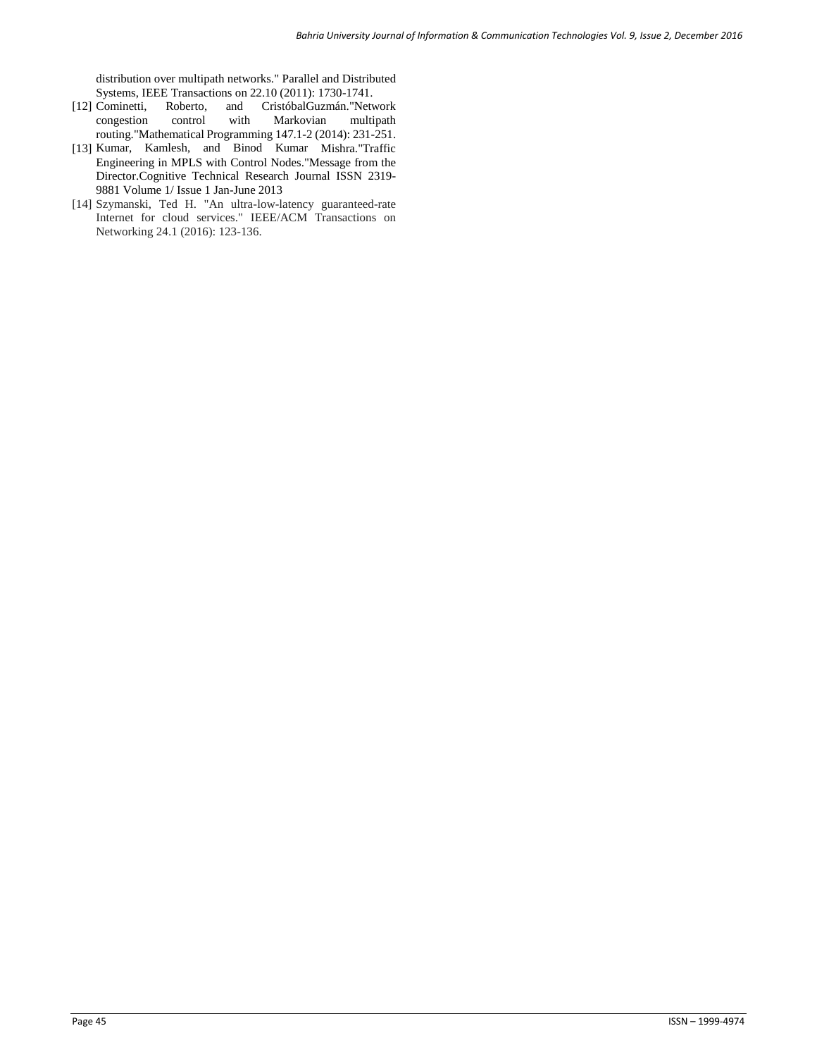distribution over multipath networks." Parallel and Distributed Systems, IEEE Transactions on 22.10 (2011): 1730-1741.

[12] Cominetti, Roberto, and CristóbalGuzmán."Network congestion control with Markovian multipath routing."Mathematical Programming 147.1-2 (2014): 231-251.

[13] Kumar, Kamlesh, and Binod Kumar Mishra."Traffic Engineering in MPLS with Control Nodes."Message from the Director.Cognitive Technical Research Journal ISSN 2319-9881 Volume 1/ Issue 1 Jan-June 2013

[14] Szymanski, Ted H. "An ultra-low-latency guaranteed-rate Internet for cloud services." IEEE/ACM Transactions on Networking 24.1 (2016): 123-136.